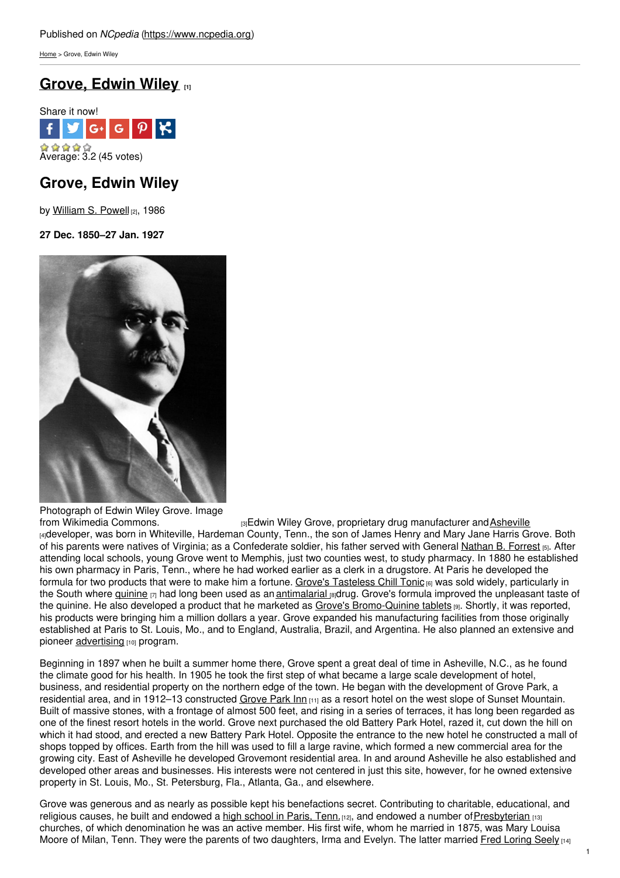Published on *NCpedia* (https://www.ncpedia.org)

Home > Grove, Edwin Wiley

# Grove, Edwin Wiley [1]

Share it now!

Average: 3.2 (45 votes)

## Grove, Edwin Wiley

by William S. Powell [2], 1986

**27 Dec. 1850–27 Jan. 1927**

Photograph of Edwin Wiley Grove. Image from Wikimedia Commons. [3]

Edwin Wiley Grove, proprietary drug manufacturer and Asheville [4] developer, was born in Whiteville, Hardeman County, Tenn., the son of James Henry and Mary Jane Harris Grove. Both of his parents were natives of Virginia; as a Confederate soldier, his father served with General Nathan B. Forrest [5]. After attending local schools, young Grove went to Memphis, just two counties west, to study pharmacy. In 1880 he established his own pharmacy in Paris, Tenn., where he had worked earlier as a clerk in a drugstore. At Paris he developed the formula for two products that were to make him a fortune. Grove's Tasteless Chill Tonic [6] was sold widely, particularly in the South where quinine [7] had long been used as an antimalarial [8] drug. Grove's formula improved the unpleasant taste of the quinine. He also developed a product that he marketed as Grove's Bromo-Quinine tablets [9]. Shortly, it was reported, his products were bringing him a million dollars a year. Grove expanded his manufacturing facilities from those originally established at Paris to St. Louis, Mo., and to England, Australia, Brazil, and Argentina. He also planned an extensive and pioneer advertising [10] program.

Beginning in 1897 when he built a summer home there, Grove spent a great deal of time in Asheville, N.C., as he found the climate good for his health. In 1905 he took the first step of what became a large scale development of hotel, business, and residential property on the northern edge of the town. He began with the development of Grove Park, a residential area, and in 1912–13 constructed Grove Park Inn [11] as a resort hotel on the west slope of Sunset Mountain. Built of massive stones, with a frontage of almost 500 feet, and rising in a series of terraces, it has long been regarded as one of the finest resort hotels in the world. Grove next purchased the old Battery Park Hotel, razed it, cut down the hill on which it had stood, and erected a new Battery Park Hotel. Opposite the entrance to the new hotel he constructed a mall of shops topped by offices. Earth from the hill was used to fill a large ravine, which formed a new commercial area for the growing city. East of Asheville he developed Grovemont residential area. In and around Asheville he also established and developed other areas and businesses. His interests were not centered in just this site, however, for he owned extensive property in St. Louis, Mo., St. Petersburg, Fla., Atlanta, Ga., and elsewhere.

Grove was generous and as nearly as possible kept his benefactions secret. Contributing to charitable, educational, and religious causes, he built and endowed a high school in Paris, Tenn. [12], and endowed a number of Presbyterian [13] churches, of which denomination he was an active member. His first wife, whom he married in 1875, was Mary Louisa Moore of Milan, Tenn. They were the parents of two daughters, Irma and Evelyn. The latter married Fred Loring Seely [14]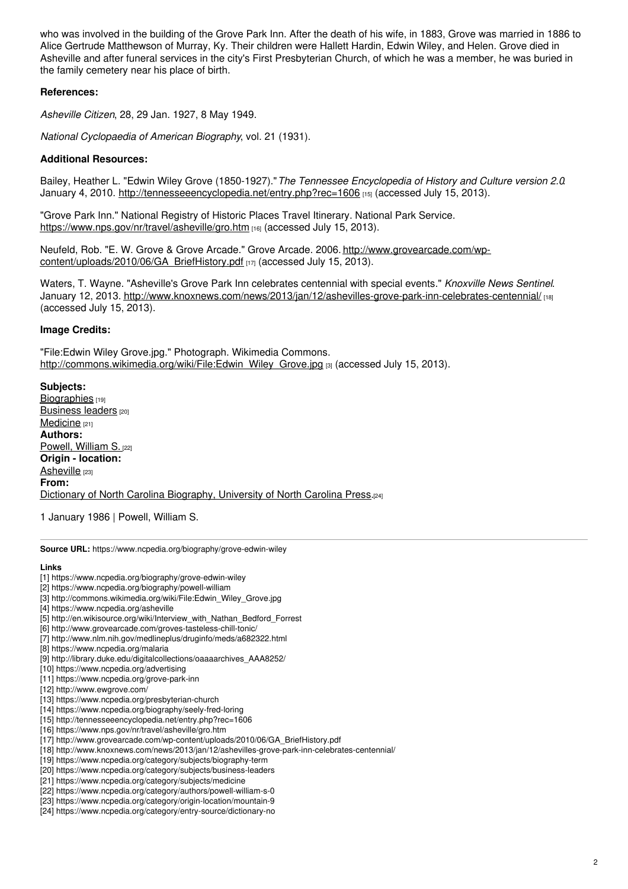who was involved in the building of the Grove Park Inn. After the death of his wife, in 1883, Grove was married in 1886 to Alice Gertrude Matthewson of Murray, Ky. Their children were Hallett Hardin, Edwin Wiley, and Helen. Grove died in Asheville and after funeral services in the city's First Presbyterian Church, of which he was a member, he was buried in the family cemetery near his place of birth.

**References:**

*Asheville Citizen*, 28, 29 Jan. 1927, 8 May 1949.

*National Cyclopaedia of American Biography*, vol. 21 (1931).

**Additional Resources:**

Bailey, Heather L. "Edwin Wiley Grove (1850-1927)." *The Tennessee Encyclopedia of History and Culture version 2.0*. January 4, 2010. http://tennesseeencyclopedia.net/entry.php?rec=1606 [15] (accessed July 15, 2013).

"Grove Park Inn." National Registry of Historic Places Travel Itinerary. National Park Service. https://www.nps.gov/nr/travel/asheville/gro.htm [16] (accessed July 15, 2013).

Neufeld, Rob. "E. W. Grove & Grove Arcade." Grove Arcade. 2006. http://www.grovearcade.com/wp-content/uploads/2010/06/GA_BriefHistory.pdf [17] (accessed July 15, 2013).

Waters, T. Wayne. "Asheville's Grove Park Inn celebrates centennial with special events." *Knoxville News Sentinel*. January 12, 2013. http://www.knoxnews.com/news/2013/jan/12/ashevilles-grove-park-inn-celebrates-centennial/ [18] (accessed July 15, 2013).

**Image Credits:**

"File:Edwin Wiley Grove.jpg." Photograph. Wikimedia Commons. http://commons.wikimedia.org/wiki/File:Edwin_Wiley_Grove.jpg [3] (accessed July 15, 2013).

**Subjects:**
Biographies [19]
Business leaders [20]
Medicine [21]
**Authors:**
Powell, William S. [22]
**Origin - location:**
Asheville [23]
**From:**
Dictionary of North Carolina Biography, University of North Carolina Press.[24]

1 January 1986 | Powell, William S.

**Source URL:** https://www.ncpedia.org/biography/grove-edwin-wiley

**Links**
[1] https://www.ncpedia.org/biography/grove-edwin-wiley
[2] https://www.ncpedia.org/biography/powell-william
[3] http://commons.wikimedia.org/wiki/File:Edwin_Wiley_Grove.jpg
[4] https://www.ncpedia.org/asheville
[5] http://en.wikisource.org/wiki/Interview_with_Nathan_Bedford_Forrest
[6] http://www.grovearcade.com/groves-tasteless-chill-tonic/
[7] http://www.nlm.nih.gov/medlineplus/druginfo/meds/a682322.html
[8] https://www.ncpedia.org/malaria
[9] http://library.duke.edu/digitalcollections/oaaaarchives_AAA8252/
[10] https://www.ncpedia.org/advertising
[11] https://www.ncpedia.org/grove-park-inn
[12] http://www.ewgrove.com/
[13] https://www.ncpedia.org/presbyterian-church
[14] https://www.ncpedia.org/biography/seely-fred-loring
[15] http://tennesseeencyclopedia.net/entry.php?rec=1606
[16] https://www.nps.gov/nr/travel/asheville/gro.htm
[17] http://www.grovearcade.com/wp-content/uploads/2010/06/GA_BriefHistory.pdf
[18] http://www.knoxnews.com/news/2013/jan/12/ashevilles-grove-park-inn-celebrates-centennial/
[19] https://www.ncpedia.org/category/subjects/biography-term
[20] https://www.ncpedia.org/category/subjects/business-leaders
[21] https://www.ncpedia.org/category/subjects/medicine
[22] https://www.ncpedia.org/category/authors/powell-william-s-0
[23] https://www.ncpedia.org/category/origin-location/mountain-9
[24] https://www.ncpedia.org/category/entry-source/dictionary-no